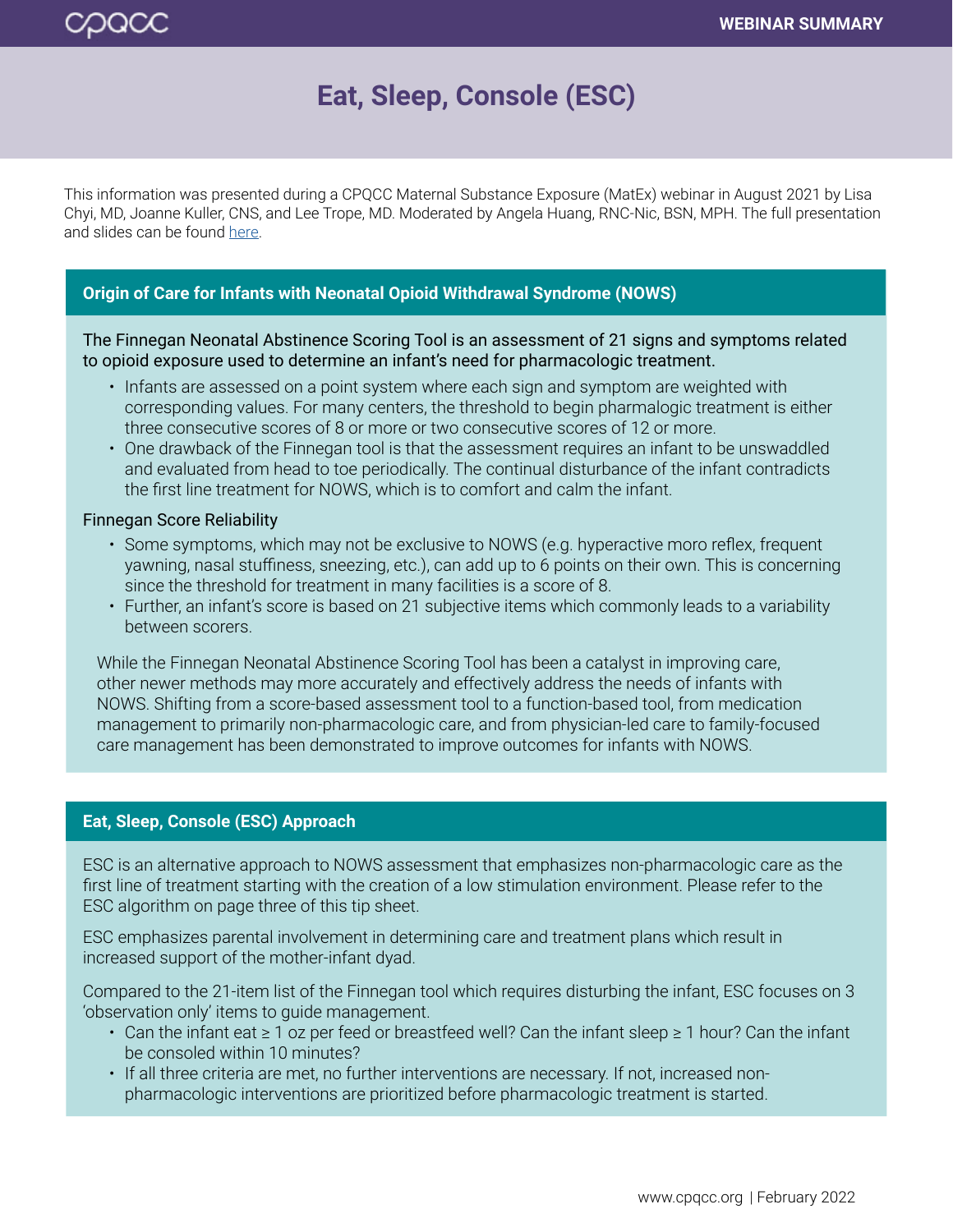# Eat, Sleep, Console (ESC)

This information was presented during a CPQCC Maternal Substance Exposure (MatEx) webinar in August 2021 by Lisa Chyi, MD, Joanne Kuller, CNS, and Lee Trope, MD. Moderated by Angela Huang, RNC-Nic, BSN, MPH. The full presentation and slides can be found here.

## Origin of Care for Infants with Neonatal Opioid Withdrawal Syndrome (NOWS)

The Finnegan Neonatal Abstinence Scoring Tool is an assessment of 21 signs and symptoms related to opioid exposure used to determine an infant's need for pharmacologic treatment.

- Infants are assessed on a point system where each sign and symptom are weighted with corresponding values. For many centers, the threshold to begin pharmalogic treatment is either three consecutive scores of 8 or more or two consecutive scores of 12 or more.
- One drawback of the Finnegan tool is that the assessment requires an infant to be unswaddled and evaluated from head to toe periodically. The continual disturbance of the infant contradicts the first line treatment for NOWS, which is to comfort and calm the infant.

### Finnegan Score Reliability

- Some symptoms, which may not be exclusive to NOWS (e.g. hyperactive moro reflex, frequent yawning, nasal stuffiness, sneezing, etc.), can add up to 6 points on their own. This is concerning since the threshold for treatment in many facilities is a score of 8.
- Further, an infant's score is based on 21 subjective items which commonly leads to a variability between scorers.

While the Finnegan Neonatal Abstinence Scoring Tool has been a catalyst in improving care, other newer methods may more accurately and effectively address the needs of infants with NOWS. Shifting from a score-based assessment tool to a function-based tool, from medication management to primarily non-pharmacologic care, and from physician-led care to family-focused care management has been demonstrated to improve outcomes for infants with NOWS.

## Eat, Sleep, Console (ESC) Approach

ESC is an alternative approach to NOWS assessment that emphasizes non-pharmacologic care as the first line of treatment starting with the creation of a low stimulation environment. Please refer to the ESC algorithm on page three of this tip sheet.

ESC emphasizes parental involvement in determining care and treatment plans which result in increased support of the mother-infant dyad.

Compared to the 21-item list of the Finnegan tool which requires disturbing the infant, ESC focuses on 3 'observation only' items to guide management.

- Can the infant eat ≥ 1 oz per feed or breastfeed well? Can the infant sleep ≥ 1 hour? Can the infant be consoled within 10 minutes?
- If all three criteria are met, no further interventions are necessary. If not, increased non-pharmacologic interventions are prioritized before pharmacologic treatment is started.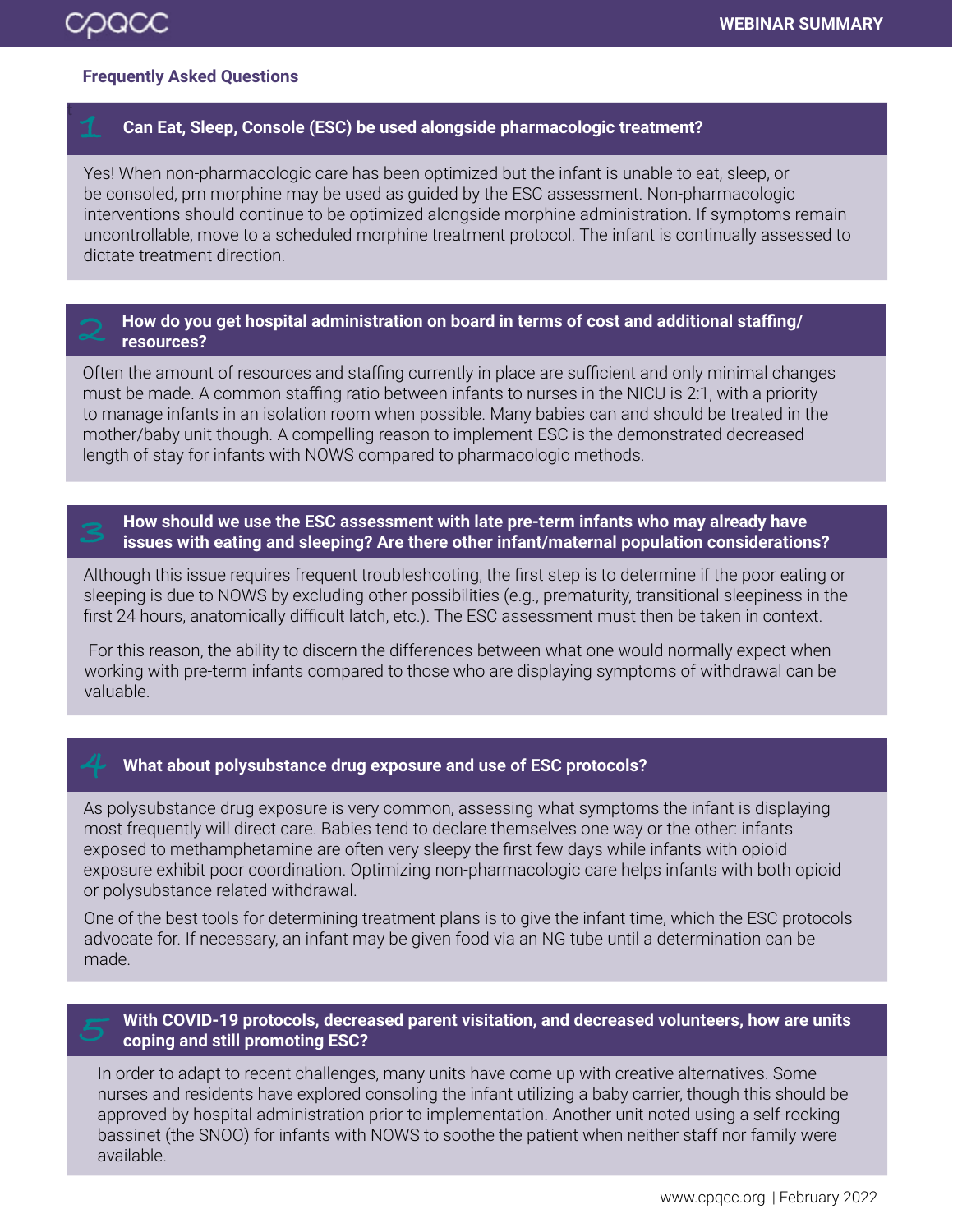## Frequently Asked Questions

### 1 Can Eat, Sleep, Console (ESC) be used alongside pharmacologic treatment?

Yes! When non-pharmacologic care has been optimized but the infant is unable to eat, sleep, or be consoled, prn morphine may be used as guided by the ESC assessment. Non-pharmacologic interventions should continue to be optimized alongside morphine administration. If symptoms remain uncontrollable, move to a scheduled morphine treatment protocol. The infant is continually assessed to dictate treatment direction.

### 2 How do you get hospital administration on board in terms of cost and additional staffing/ resources?

Often the amount of resources and staffing currently in place are sufficient and only minimal changes must be made. A common staffing ratio between infants to nurses in the NICU is 2:1, with a priority to manage infants in an isolation room when possible. Many babies can and should be treated in the mother/baby unit though. A compelling reason to implement ESC is the demonstrated decreased length of stay for infants with NOWS compared to pharmacologic methods.

### 3 How should we use the ESC assessment with late pre-term infants who may already have issues with eating and sleeping? Are there other infant/maternal population considerations?

Although this issue requires frequent troubleshooting, the first step is to determine if the poor eating or sleeping is due to NOWS by excluding other possibilities (e.g., prematurity, transitional sleepiness in the first 24 hours, anatomically difficult latch, etc.). The ESC assessment must then be taken in context.

For this reason, the ability to discern the differences between what one would normally expect when working with pre-term infants compared to those who are displaying symptoms of withdrawal can be valuable.

### 4 What about polysubstance drug exposure and use of ESC protocols?

As polysubstance drug exposure is very common, assessing what symptoms the infant is displaying most frequently will direct care. Babies tend to declare themselves one way or the other: infants exposed to methamphetamine are often very sleepy the first few days while infants with opioid exposure exhibit poor coordination. Optimizing non-pharmacologic care helps infants with both opioid or polysubstance related withdrawal.

One of the best tools for determining treatment plans is to give the infant time, which the ESC protocols advocate for. If necessary, an infant may be given food via an NG tube until a determination can be made.

### 5 With COVID-19 protocols, decreased parent visitation, and decreased volunteers, how are units coping and still promoting ESC?

In order to adapt to recent challenges, many units have come up with creative alternatives. Some nurses and residents have explored consoling the infant utilizing a baby carrier, though this should be approved by hospital administration prior to implementation. Another unit noted using a self-rocking bassinet (the SNOO) for infants with NOWS to soothe the patient when neither staff nor family were available.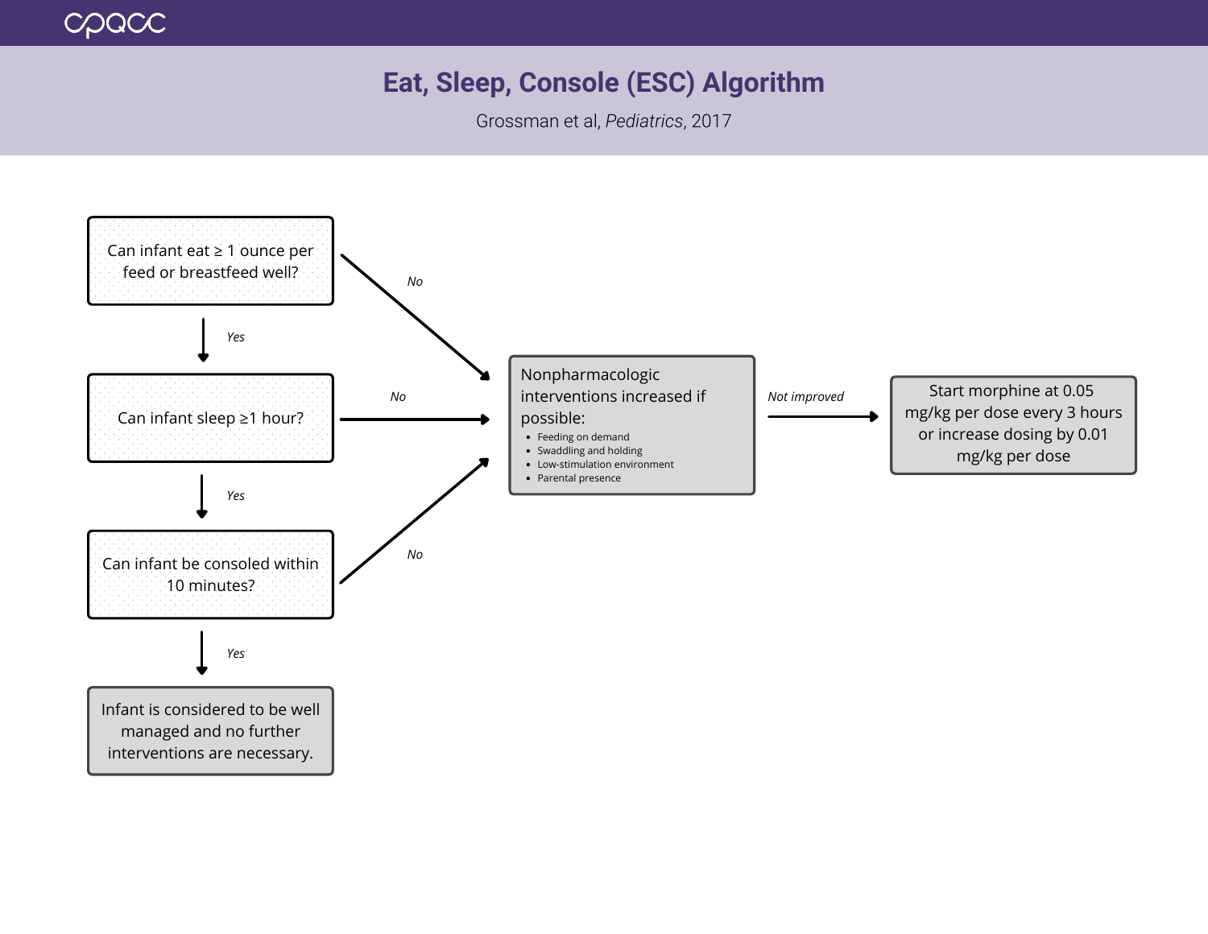# Eat, Sleep, Console (ESC) Algorithm

Grossman et al, *Pediatrics*, 2017

Can infant eat ≥ 1 ounce per feed or breastfeed well?

*Yes*

Can infant sleep ≥1 hour?

*Yes*

Can infant be consoled within 10 minutes?

*Yes*

Infant is considered to be well managed and no further interventions are necessary.

*No*

*No*

*No*

Nonpharmacologic interventions increased if possible:

- Feeding on demand
- Swaddling and holding
- Low-stimulation environment
- Parental presence

*Not improved*

Start morphine at 0.05 mg/kg per dose every 3 hours or increase dosing by 0.01 mg/kg per dose